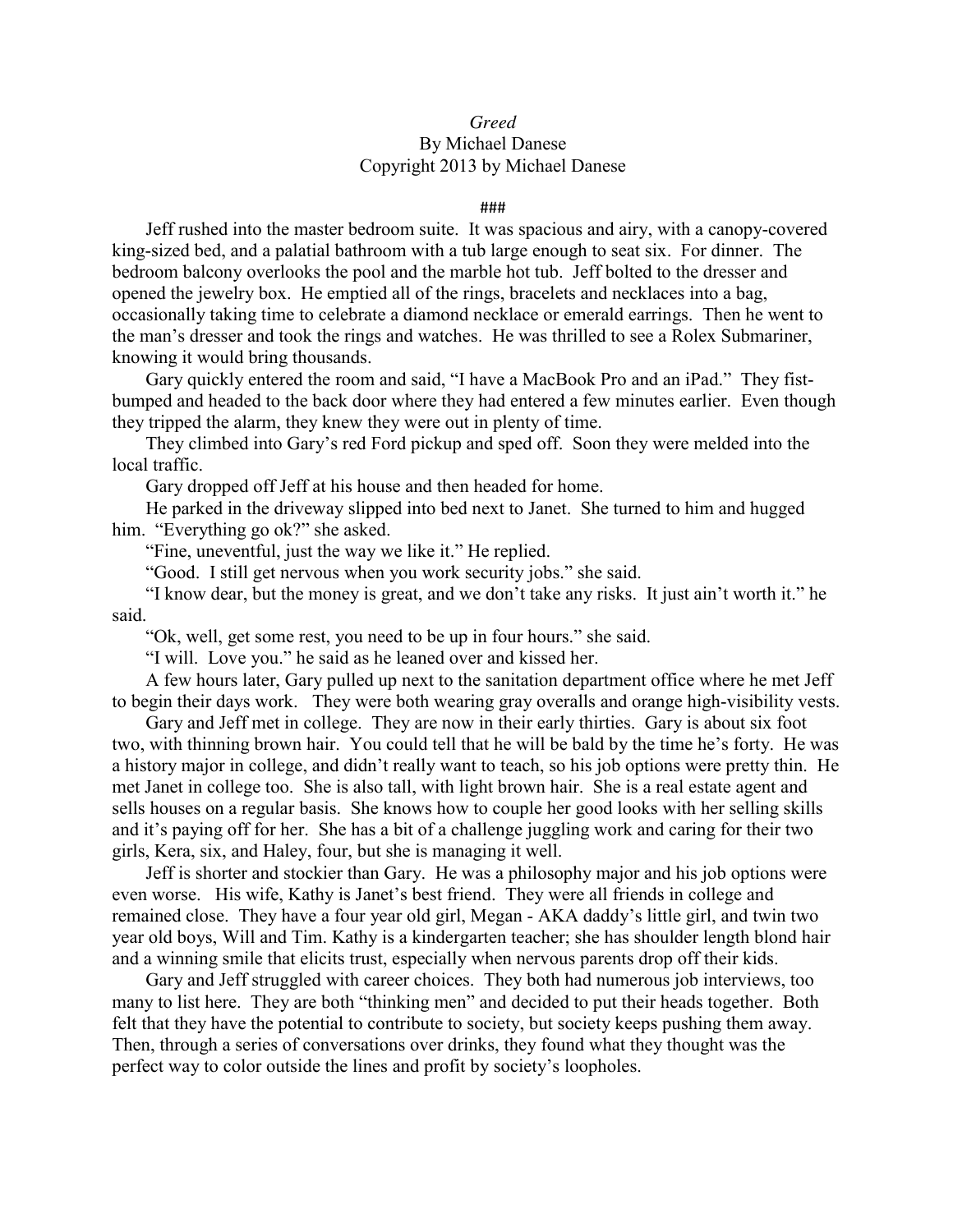*Greed*

By Michael Danese

Copyright 2013 by Michael Danese

###

Jeff rushed into the master bedroom suite. It was spacious and airy, with a canopy-covered king-sized bed, and a palatial bathroom with a tub large enough to seat six. For dinner. The bedroom balcony overlooks the pool and the marble hot tub. Jeff bolted to the dresser and opened the jewelry box. He emptied all of the rings, bracelets and necklaces into a bag, occasionally taking time to celebrate a diamond necklace or emerald earrings. Then he went to the man's dresser and took the rings and watches. He was thrilled to see a Rolex Submariner, knowing it would bring thousands.

Gary quickly entered the room and said, "I have a MacBook Pro and an iPad." They fist-bumped and headed to the back door where they had entered a few minutes earlier. Even though they tripped the alarm, they knew they were out in plenty of time.

They climbed into Gary's red Ford pickup and sped off. Soon they were melded into the local traffic.

Gary dropped off Jeff at his house and then headed for home.

He parked in the driveway slipped into bed next to Janet. She turned to him and hugged him. "Everything go ok?" she asked.

"Fine, uneventful, just the way we like it." He replied.

"Good. I still get nervous when you work security jobs." she said.

"I know dear, but the money is great, and we don't take any risks. It just ain't worth it." he said.

"Ok, well, get some rest, you need to be up in four hours." she said.

"I will. Love you." he said as he leaned over and kissed her.

A few hours later, Gary pulled up next to the sanitation department office where he met Jeff to begin their days work. They were both wearing gray overalls and orange high-visibility vests.

Gary and Jeff met in college. They are now in their early thirties. Gary is about six foot two, with thinning brown hair. You could tell that he will be bald by the time he's forty. He was a history major in college, and didn't really want to teach, so his job options were pretty thin. He met Janet in college too. She is also tall, with light brown hair. She is a real estate agent and sells houses on a regular basis. She knows how to couple her good looks with her selling skills and it's paying off for her. She has a bit of a challenge juggling work and caring for their two girls, Kera, six, and Haley, four, but she is managing it well.

Jeff is shorter and stockier than Gary. He was a philosophy major and his job options were even worse. His wife, Kathy is Janet's best friend. They were all friends in college and remained close. They have a four year old girl, Megan - AKA daddy's little girl, and twin two year old boys, Will and Tim. Kathy is a kindergarten teacher; she has shoulder length blond hair and a winning smile that elicits trust, especially when nervous parents drop off their kids.

Gary and Jeff struggled with career choices. They both had numerous job interviews, too many to list here. They are both "thinking men" and decided to put their heads together. Both felt that they have the potential to contribute to society, but society keeps pushing them away. Then, through a series of conversations over drinks, they found what they thought was the perfect way to color outside the lines and profit by society's loopholes.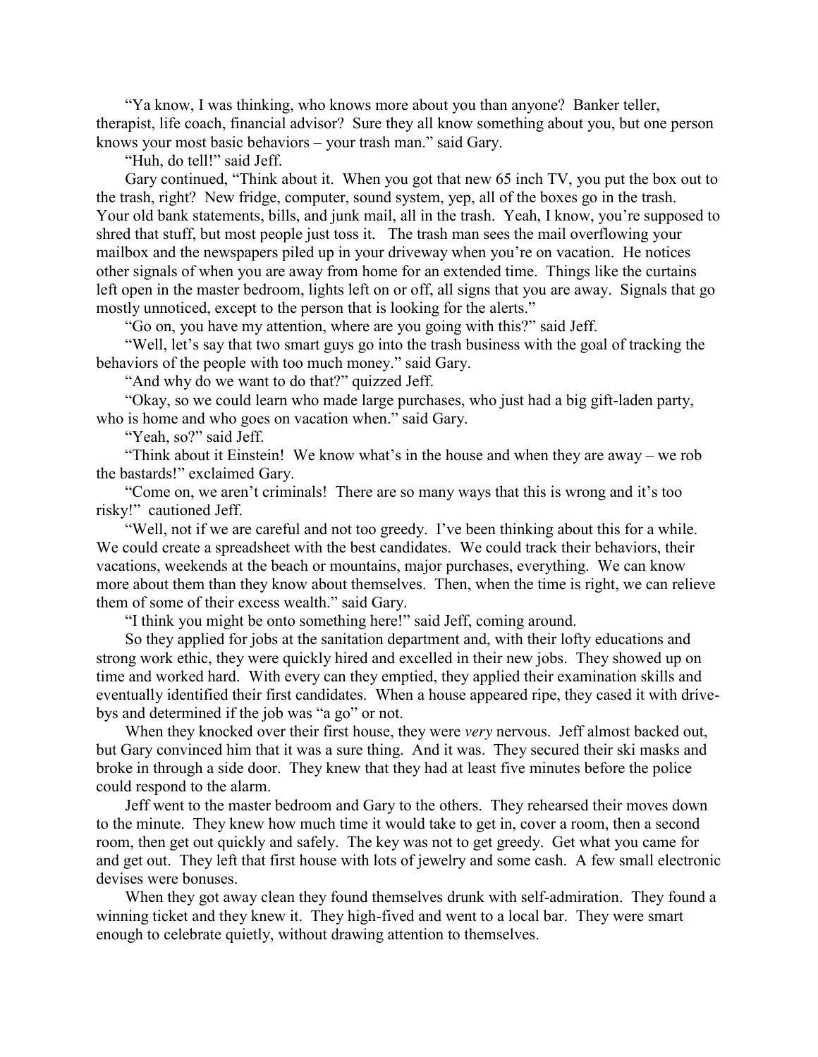"Ya know, I was thinking, who knows more about you than anyone? Banker teller, therapist, life coach, financial advisor? Sure they all know something about you, but one person knows your most basic behaviors – your trash man." said Gary.

"Huh, do tell!" said Jeff.

Gary continued, "Think about it. When you got that new 65 inch TV, you put the box out to the trash, right? New fridge, computer, sound system, yep, all of the boxes go in the trash. Your old bank statements, bills, and junk mail, all in the trash. Yeah, I know, you're supposed to shred that stuff, but most people just toss it. The trash man sees the mail overflowing your mailbox and the newspapers piled up in your driveway when you're on vacation. He notices other signals of when you are away from home for an extended time. Things like the curtains left open in the master bedroom, lights left on or off, all signs that you are away. Signals that go mostly unnoticed, except to the person that is looking for the alerts."

"Go on, you have my attention, where are you going with this?" said Jeff.

"Well, let's say that two smart guys go into the trash business with the goal of tracking the behaviors of the people with too much money." said Gary.

"And why do we want to do that?" quizzed Jeff.

"Okay, so we could learn who made large purchases, who just had a big gift-laden party, who is home and who goes on vacation when." said Gary.

"Yeah, so?" said Jeff.

"Think about it Einstein! We know what's in the house and when they are away – we rob the bastards!" exclaimed Gary.

"Come on, we aren't criminals! There are so many ways that this is wrong and it's too risky!" cautioned Jeff.

"Well, not if we are careful and not too greedy. I've been thinking about this for a while. We could create a spreadsheet with the best candidates. We could track their behaviors, their vacations, weekends at the beach or mountains, major purchases, everything. We can know more about them than they know about themselves. Then, when the time is right, we can relieve them of some of their excess wealth." said Gary.

"I think you might be onto something here!" said Jeff, coming around.

So they applied for jobs at the sanitation department and, with their lofty educations and strong work ethic, they were quickly hired and excelled in their new jobs. They showed up on time and worked hard. With every can they emptied, they applied their examination skills and eventually identified their first candidates. When a house appeared ripe, they cased it with drive-bys and determined if the job was "a go" or not.

When they knocked over their first house, they were *very* nervous. Jeff almost backed out, but Gary convinced him that it was a sure thing. And it was. They secured their ski masks and broke in through a side door. They knew that they had at least five minutes before the police could respond to the alarm.

Jeff went to the master bedroom and Gary to the others. They rehearsed their moves down to the minute. They knew how much time it would take to get in, cover a room, then a second room, then get out quickly and safely. The key was not to get greedy. Get what you came for and get out. They left that first house with lots of jewelry and some cash. A few small electronic devises were bonuses.

When they got away clean they found themselves drunk with self-admiration. They found a winning ticket and they knew it. They high-fived and went to a local bar. They were smart enough to celebrate quietly, without drawing attention to themselves.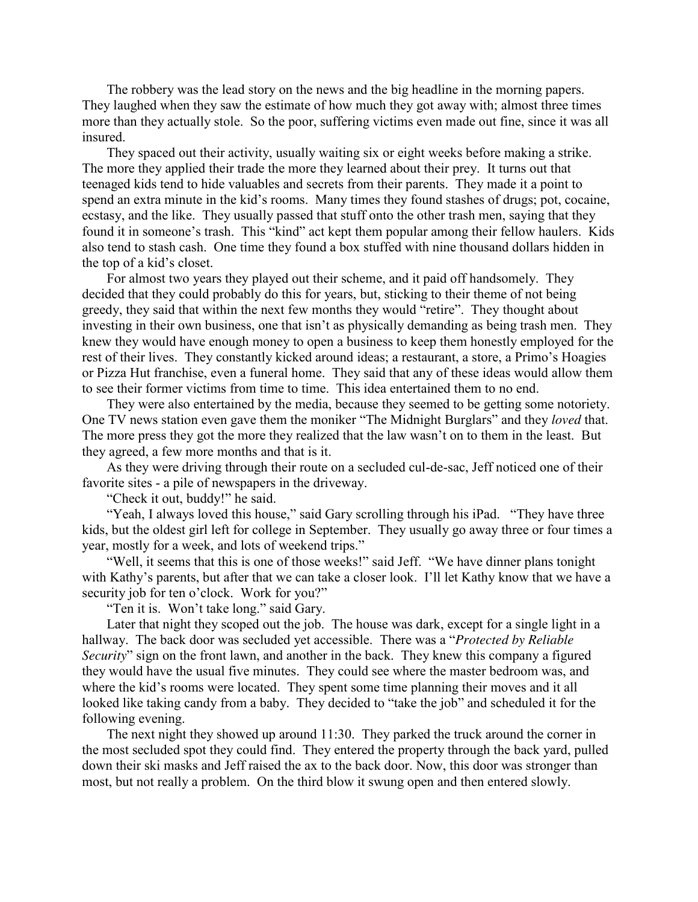The robbery was the lead story on the news and the big headline in the morning papers. They laughed when they saw the estimate of how much they got away with; almost three times more than they actually stole. So the poor, suffering victims even made out fine, since it was all insured.

They spaced out their activity, usually waiting six or eight weeks before making a strike. The more they applied their trade the more they learned about their prey. It turns out that teenaged kids tend to hide valuables and secrets from their parents. They made it a point to spend an extra minute in the kid's rooms. Many times they found stashes of drugs; pot, cocaine, ecstasy, and the like. They usually passed that stuff onto the other trash men, saying that they found it in someone's trash. This "kind" act kept them popular among their fellow haulers. Kids also tend to stash cash. One time they found a box stuffed with nine thousand dollars hidden in the top of a kid's closet.

For almost two years they played out their scheme, and it paid off handsomely. They decided that they could probably do this for years, but, sticking to their theme of not being greedy, they said that within the next few months they would "retire". They thought about investing in their own business, one that isn't as physically demanding as being trash men. They knew they would have enough money to open a business to keep them honestly employed for the rest of their lives. They constantly kicked around ideas; a restaurant, a store, a Primo's Hoagies or Pizza Hut franchise, even a funeral home. They said that any of these ideas would allow them to see their former victims from time to time. This idea entertained them to no end.

They were also entertained by the media, because they seemed to be getting some notoriety. One TV news station even gave them the moniker "The Midnight Burglars" and they *loved* that. The more press they got the more they realized that the law wasn't on to them in the least. But they agreed, a few more months and that is it.

As they were driving through their route on a secluded cul-de-sac, Jeff noticed one of their favorite sites - a pile of newspapers in the driveway.

"Check it out, buddy!" he said.

"Yeah, I always loved this house," said Gary scrolling through his iPad. "They have three kids, but the oldest girl left for college in September. They usually go away three or four times a year, mostly for a week, and lots of weekend trips."

"Well, it seems that this is one of those weeks!" said Jeff. "We have dinner plans tonight with Kathy's parents, but after that we can take a closer look. I'll let Kathy know that we have a security job for ten o'clock. Work for you?"

"Ten it is. Won't take long." said Gary.

Later that night they scoped out the job. The house was dark, except for a single light in a hallway. The back door was secluded yet accessible. There was a "*Protected by Reliable Security*" sign on the front lawn, and another in the back. They knew this company a figured they would have the usual five minutes. They could see where the master bedroom was, and where the kid's rooms were located. They spent some time planning their moves and it all looked like taking candy from a baby. They decided to "take the job" and scheduled it for the following evening.

The next night they showed up around 11:30. They parked the truck around the corner in the most secluded spot they could find. They entered the property through the back yard, pulled down their ski masks and Jeff raised the ax to the back door. Now, this door was stronger than most, but not really a problem. On the third blow it swung open and then entered slowly.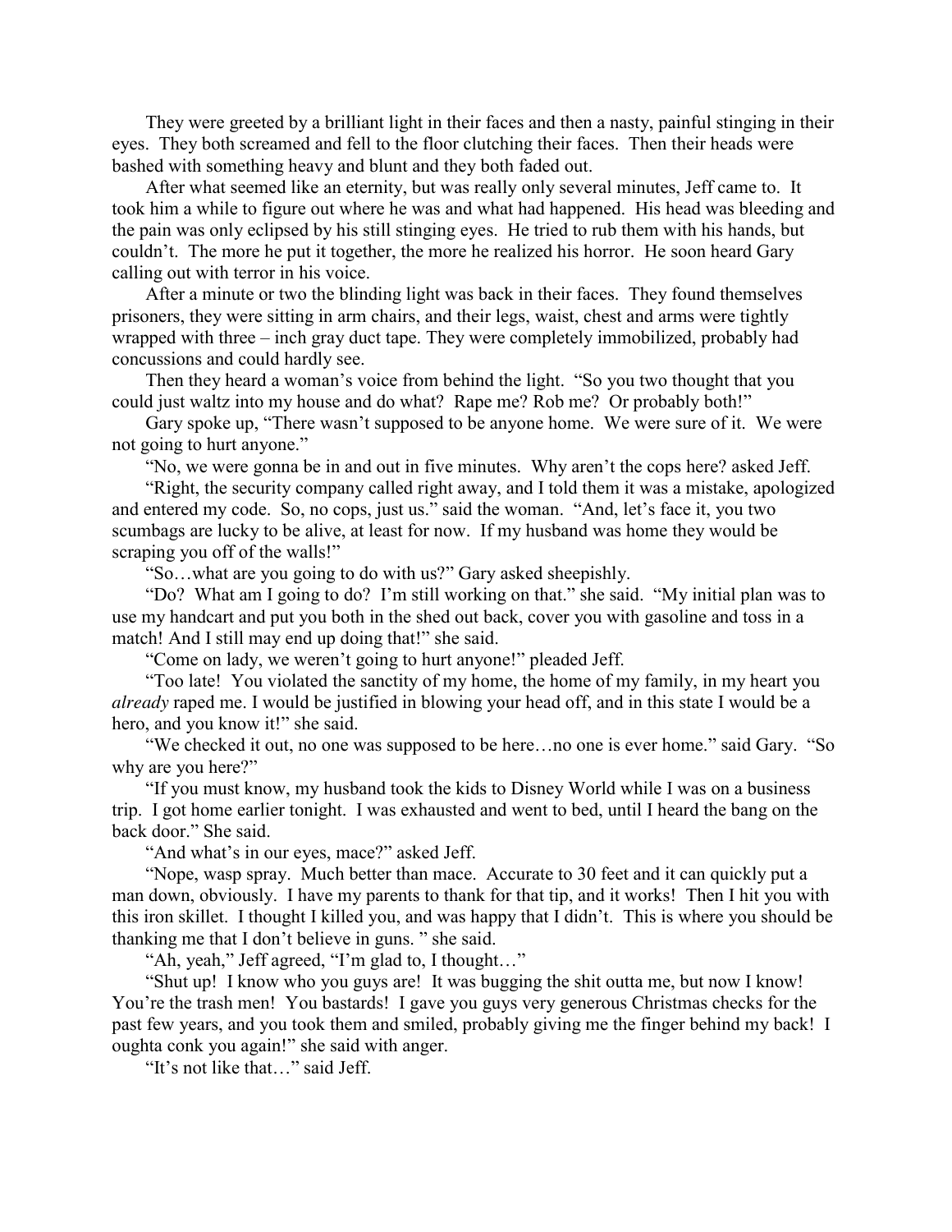They were greeted by a brilliant light in their faces and then a nasty, painful stinging in their eyes. They both screamed and fell to the floor clutching their faces. Then their heads were bashed with something heavy and blunt and they both faded out.

After what seemed like an eternity, but was really only several minutes, Jeff came to. It took him a while to figure out where he was and what had happened. His head was bleeding and the pain was only eclipsed by his still stinging eyes. He tried to rub them with his hands, but couldn't. The more he put it together, the more he realized his horror. He soon heard Gary calling out with terror in his voice.

After a minute or two the blinding light was back in their faces. They found themselves prisoners, they were sitting in arm chairs, and their legs, waist, chest and arms were tightly wrapped with three – inch gray duct tape. They were completely immobilized, probably had concussions and could hardly see.

Then they heard a woman's voice from behind the light. "So you two thought that you could just waltz into my house and do what? Rape me? Rob me? Or probably both!"

Gary spoke up, "There wasn't supposed to be anyone home. We were sure of it. We were not going to hurt anyone."

"No, we were gonna be in and out in five minutes. Why aren't the cops here? asked Jeff.

"Right, the security company called right away, and I told them it was a mistake, apologized and entered my code. So, no cops, just us." said the woman. "And, let's face it, you two scumbags are lucky to be alive, at least for now. If my husband was home they would be scraping you off of the walls!"

"So…what are you going to do with us?" Gary asked sheepishly.

"Do? What am I going to do? I'm still working on that." she said. "My initial plan was to use my handcart and put you both in the shed out back, cover you with gasoline and toss in a match! And I still may end up doing that!" she said.

"Come on lady, we weren't going to hurt anyone!" pleaded Jeff.

"Too late! You violated the sanctity of my home, the home of my family, in my heart you *already* raped me. I would be justified in blowing your head off, and in this state I would be a hero, and you know it!" she said.

"We checked it out, no one was supposed to be here…no one is ever home." said Gary. "So why are you here?"

"If you must know, my husband took the kids to Disney World while I was on a business trip. I got home earlier tonight. I was exhausted and went to bed, until I heard the bang on the back door." She said.

"And what's in our eyes, mace?" asked Jeff.

"Nope, wasp spray. Much better than mace. Accurate to 30 feet and it can quickly put a man down, obviously. I have my parents to thank for that tip, and it works! Then I hit you with this iron skillet. I thought I killed you, and was happy that I didn't. This is where you should be thanking me that I don't believe in guns. " she said.

"Ah, yeah," Jeff agreed, "I'm glad to, I thought…"

"Shut up! I know who you guys are! It was bugging the shit outta me, but now I know! You're the trash men! You bastards! I gave you guys very generous Christmas checks for the past few years, and you took them and smiled, probably giving me the finger behind my back! I oughta conk you again!" she said with anger.

"It's not like that…" said Jeff.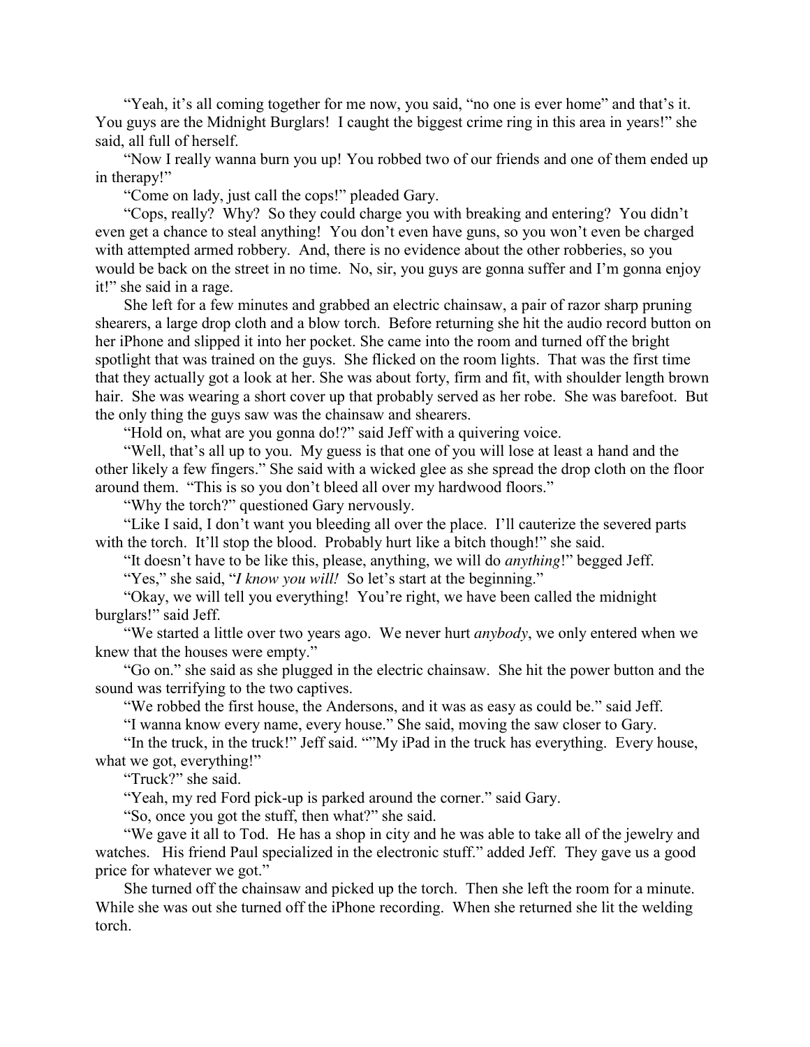"Yeah, it's all coming together for me now, you said, "no one is ever home" and that's it. You guys are the Midnight Burglars! I caught the biggest crime ring in this area in years!" she said, all full of herself.

"Now I really wanna burn you up! You robbed two of our friends and one of them ended up in therapy!"

"Come on lady, just call the cops!" pleaded Gary.

"Cops, really? Why? So they could charge you with breaking and entering? You didn't even get a chance to steal anything! You don't even have guns, so you won't even be charged with attempted armed robbery. And, there is no evidence about the other robberies, so you would be back on the street in no time. No, sir, you guys are gonna suffer and I'm gonna enjoy it!" she said in a rage.

She left for a few minutes and grabbed an electric chainsaw, a pair of razor sharp pruning shearers, a large drop cloth and a blow torch. Before returning she hit the audio record button on her iPhone and slipped it into her pocket. She came into the room and turned off the bright spotlight that was trained on the guys. She flicked on the room lights. That was the first time that they actually got a look at her. She was about forty, firm and fit, with shoulder length brown hair. She was wearing a short cover up that probably served as her robe. She was barefoot. But the only thing the guys saw was the chainsaw and shearers.

"Hold on, what are you gonna do!?" said Jeff with a quivering voice.

"Well, that's all up to you. My guess is that one of you will lose at least a hand and the other likely a few fingers." She said with a wicked glee as she spread the drop cloth on the floor around them. "This is so you don't bleed all over my hardwood floors."

"Why the torch?" questioned Gary nervously.

"Like I said, I don't want you bleeding all over the place. I'll cauterize the severed parts with the torch. It'll stop the blood. Probably hurt like a bitch though!" she said.

"It doesn't have to be like this, please, anything, we will do *anything*!" begged Jeff.

"Yes," she said, "*I know you will!* So let's start at the beginning."

"Okay, we will tell you everything! You're right, we have been called the midnight burglars!" said Jeff.

"We started a little over two years ago. We never hurt *anybody*, we only entered when we knew that the houses were empty."

"Go on." she said as she plugged in the electric chainsaw. She hit the power button and the sound was terrifying to the two captives.

"We robbed the first house, the Andersons, and it was as easy as could be." said Jeff.

"I wanna know every name, every house." She said, moving the saw closer to Gary.

"In the truck, in the truck!" Jeff said. ""My iPad in the truck has everything. Every house, what we got, everything!"

"Truck?" she said.

"Yeah, my red Ford pick-up is parked around the corner." said Gary.

"So, once you got the stuff, then what?" she said.

"We gave it all to Tod. He has a shop in city and he was able to take all of the jewelry and watches. His friend Paul specialized in the electronic stuff." added Jeff. They gave us a good price for whatever we got."

She turned off the chainsaw and picked up the torch. Then she left the room for a minute. While she was out she turned off the iPhone recording. When she returned she lit the welding torch.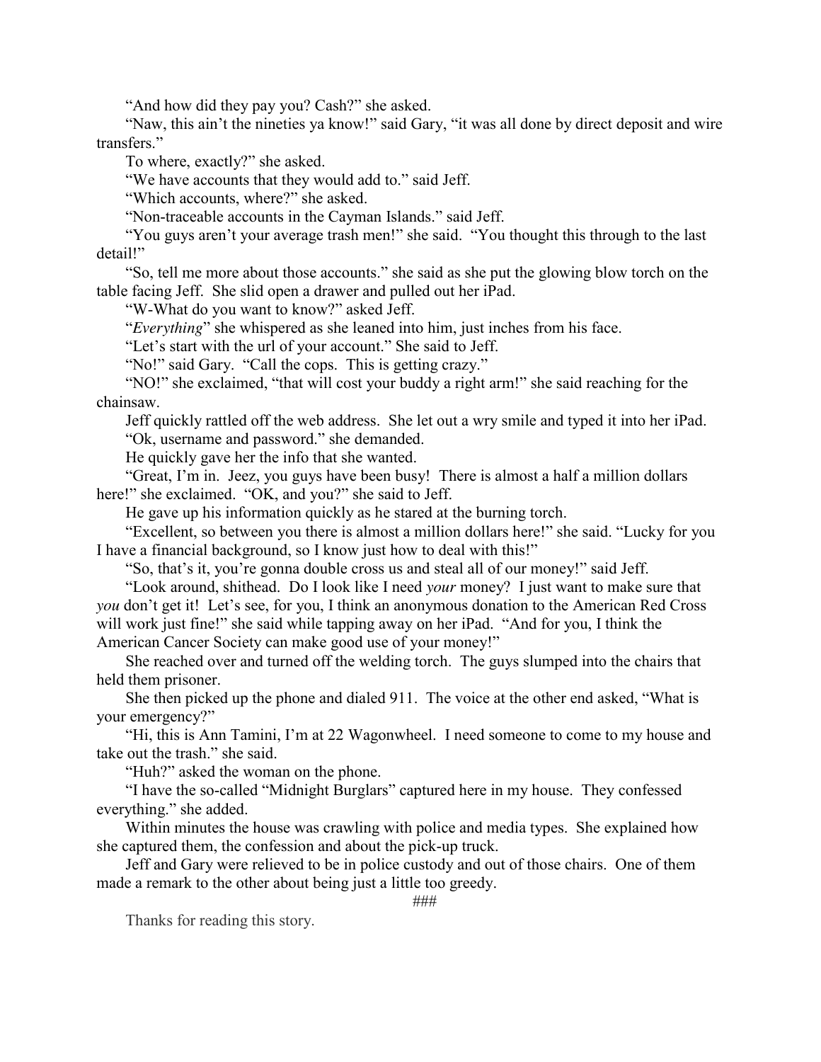"And how did they pay you? Cash?" she asked.

"Naw, this ain't the nineties ya know!" said Gary, "it was all done by direct deposit and wire transfers."

To where, exactly?" she asked.

"We have accounts that they would add to." said Jeff.

"Which accounts, where?" she asked.

"Non-traceable accounts in the Cayman Islands." said Jeff.

"You guys aren't your average trash men!" she said. "You thought this through to the last detail!"

"So, tell me more about those accounts." she said as she put the glowing blow torch on the table facing Jeff. She slid open a drawer and pulled out her iPad.

"W-What do you want to know?" asked Jeff.

"*Everything*" she whispered as she leaned into him, just inches from his face.

"Let's start with the url of your account." She said to Jeff.

"No!" said Gary. "Call the cops. This is getting crazy."

"NO!" she exclaimed, "that will cost your buddy a right arm!" she said reaching for the chainsaw.

Jeff quickly rattled off the web address. She let out a wry smile and typed it into her iPad.

"Ok, username and password." she demanded.

He quickly gave her the info that she wanted.

"Great, I'm in. Jeez, you guys have been busy! There is almost a half a million dollars here!" she exclaimed. "OK, and you?" she said to Jeff.

He gave up his information quickly as he stared at the burning torch.

"Excellent, so between you there is almost a million dollars here!" she said. "Lucky for you I have a financial background, so I know just how to deal with this!"

"So, that's it, you're gonna double cross us and steal all of our money!" said Jeff.

"Look around, shithead. Do I look like I need *your* money? I just want to make sure that *you* don't get it! Let's see, for you, I think an anonymous donation to the American Red Cross will work just fine!" she said while tapping away on her iPad. "And for you, I think the American Cancer Society can make good use of your money!"

She reached over and turned off the welding torch. The guys slumped into the chairs that held them prisoner.

She then picked up the phone and dialed 911. The voice at the other end asked, "What is your emergency?"

"Hi, this is Ann Tamini, I'm at 22 Wagonwheel. I need someone to come to my house and take out the trash." she said.

"Huh?" asked the woman on the phone.

"I have the so-called "Midnight Burglars" captured here in my house. They confessed everything." she added.

Within minutes the house was crawling with police and media types. She explained how she captured them, the confession and about the pick-up truck.

Jeff and Gary were relieved to be in police custody and out of those chairs. One of them made a remark to the other about being just a little too greedy.

###

Thanks for reading this story.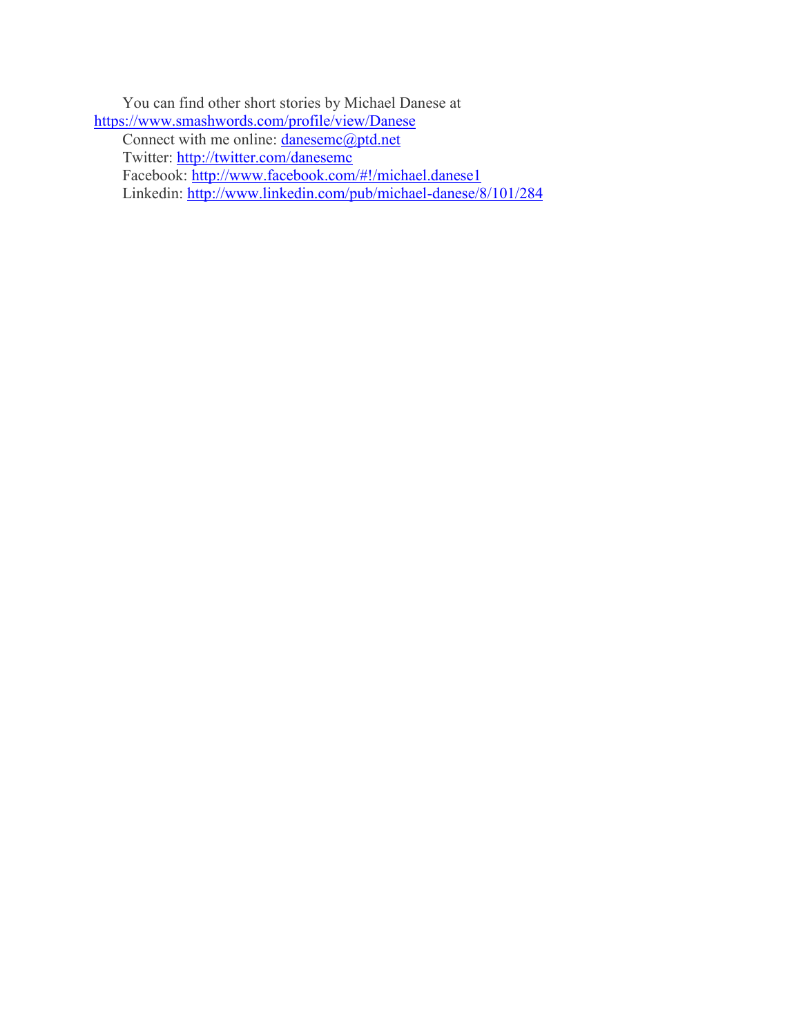You can find other short stories by Michael Danese at https://www.smashwords.com/profile/view/Danese

Connect with me online: danesemc@ptd.net

Twitter: http://twitter.com/danesemc

Facebook: http://www.facebook.com/#!/michael.danese1

Linkedin: http://www.linkedin.com/pub/michael-danese/8/101/284